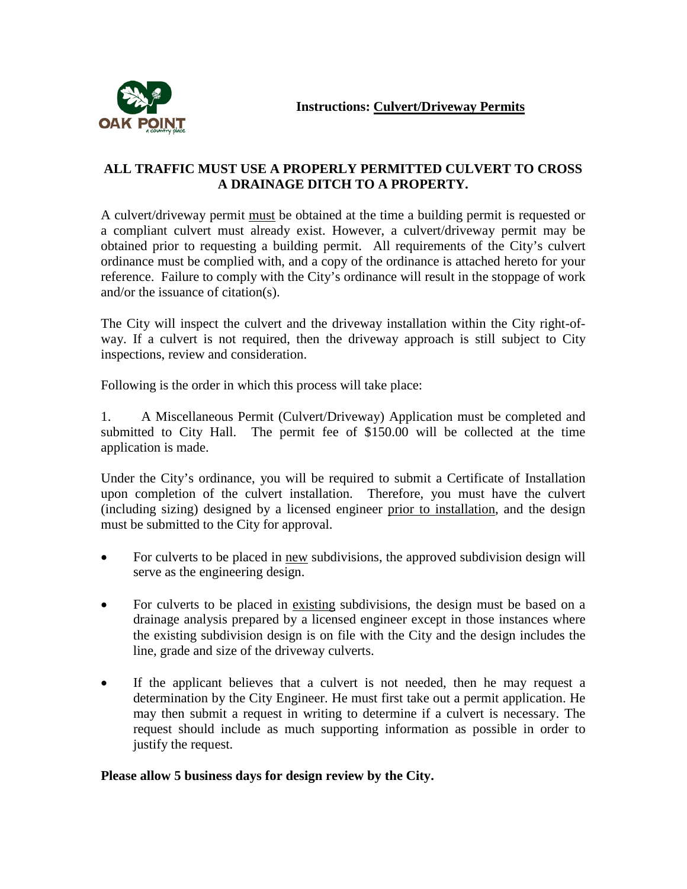OAK POINT
a country place

**Instructions: Culvert/Driveway Permits**

**ALL TRAFFIC MUST USE A PROPERLY PERMITTED CULVERT TO CROSS A DRAINAGE DITCH TO A PROPERTY.**

A culvert/driveway permit must be obtained at the time a building permit is requested or a compliant culvert must already exist. However, a culvert/driveway permit may be obtained prior to requesting a building permit. All requirements of the City's culvert ordinance must be complied with, and a copy of the ordinance is attached hereto for your reference. Failure to comply with the City's ordinance will result in the stoppage of work and/or the issuance of citation(s).

The City will inspect the culvert and the driveway installation within the City right-of-way. If a culvert is not required, then the driveway approach is still subject to City inspections, review and consideration.

Following is the order in which this process will take place:

1. A Miscellaneous Permit (Culvert/Driveway) Application must be completed and submitted to City Hall. The permit fee of $150.00 will be collected at the time application is made.

Under the City's ordinance, you will be required to submit a Certificate of Installation upon completion of the culvert installation. Therefore, you must have the culvert (including sizing) designed by a licensed engineer prior to installation, and the design must be submitted to the City for approval.

- For culverts to be placed in new subdivisions, the approved subdivision design will serve as the engineering design.
- For culverts to be placed in existing subdivisions, the design must be based on a drainage analysis prepared by a licensed engineer except in those instances where the existing subdivision design is on file with the City and the design includes the line, grade and size of the driveway culverts.
- If the applicant believes that a culvert is not needed, then he may request a determination by the City Engineer. He must first take out a permit application. He may then submit a request in writing to determine if a culvert is necessary. The request should include as much supporting information as possible in order to justify the request.

**Please allow 5 business days for design review by the City.**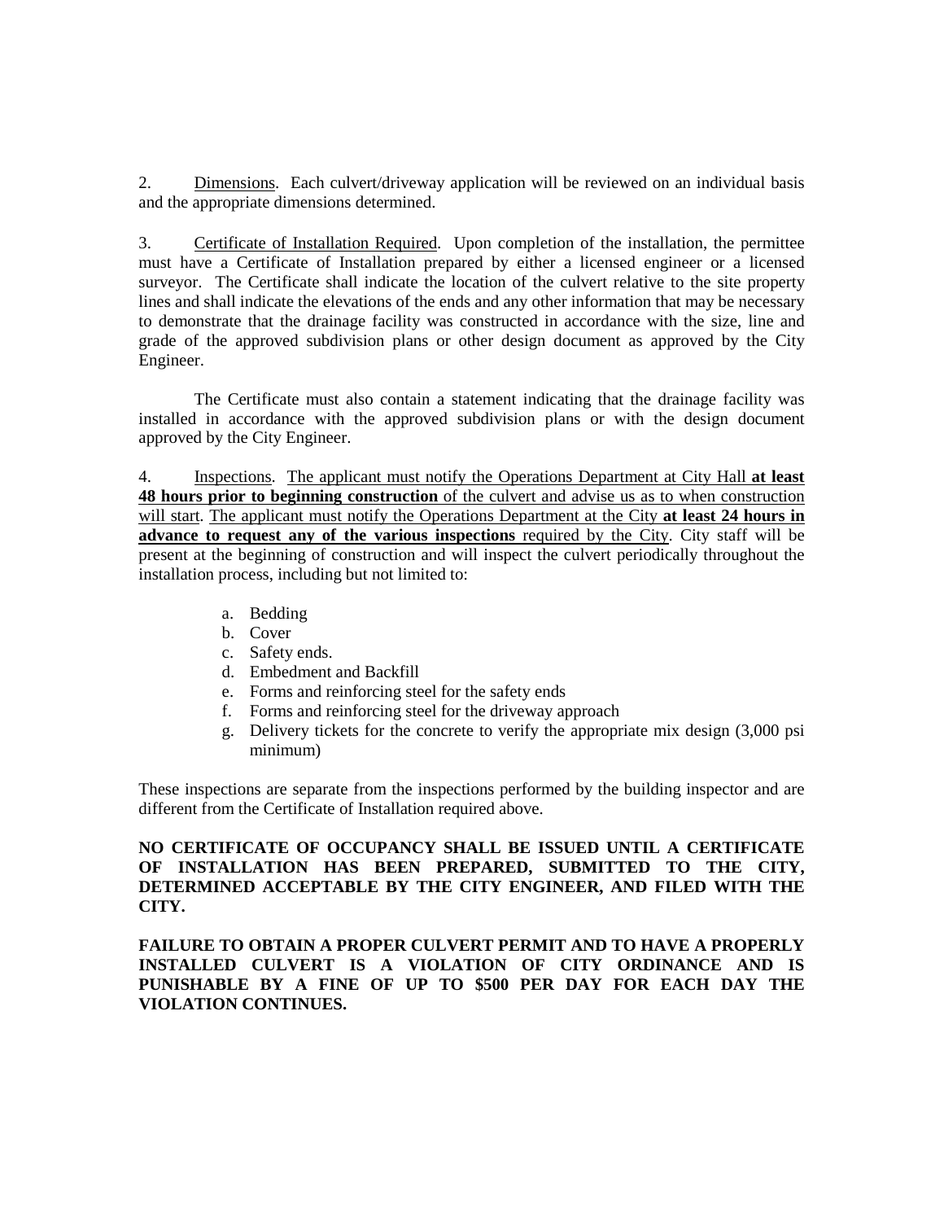2. <u>Dimensions</u>. Each culvert/driveway application will be reviewed on an individual basis and the appropriate dimensions determined.

3. <u>Certificate of Installation Required</u>. Upon completion of the installation, the permittee must have a Certificate of Installation prepared by either a licensed engineer or a licensed surveyor. The Certificate shall indicate the location of the culvert relative to the site property lines and shall indicate the elevations of the ends and any other information that may be necessary to demonstrate that the drainage facility was constructed in accordance with the size, line and grade of the approved subdivision plans or other design document as approved by the City Engineer.

The Certificate must also contain a statement indicating that the drainage facility was installed in accordance with the approved subdivision plans or with the design document approved by the City Engineer.

4. <u>Inspections</u>. <u>The applicant must notify the Operations Department at City Hall **at least 48 hours prior to beginning construction** of the culvert and advise us as to when construction will start</u>. <u>The applicant must notify the Operations Department at the City **at least 24 hours in advance to request any of the various inspections** required by the City</u>. City staff will be present at the beginning of construction and will inspect the culvert periodically throughout the installation process, including but not limited to:

a. Bedding
b. Cover
c. Safety ends.
d. Embedment and Backfill
e. Forms and reinforcing steel for the safety ends
f. Forms and reinforcing steel for the driveway approach
g. Delivery tickets for the concrete to verify the appropriate mix design (3,000 psi minimum)

These inspections are separate from the inspections performed by the building inspector and are different from the Certificate of Installation required above.

**NO CERTIFICATE OF OCCUPANCY SHALL BE ISSUED UNTIL A CERTIFICATE OF INSTALLATION HAS BEEN PREPARED, SUBMITTED TO THE CITY, DETERMINED ACCEPTABLE BY THE CITY ENGINEER, AND FILED WITH THE CITY.**

**FAILURE TO OBTAIN A PROPER CULVERT PERMIT AND TO HAVE A PROPERLY INSTALLED CULVERT IS A VIOLATION OF CITY ORDINANCE AND IS PUNISHABLE BY A FINE OF UP TO $500 PER DAY FOR EACH DAY THE VIOLATION CONTINUES.**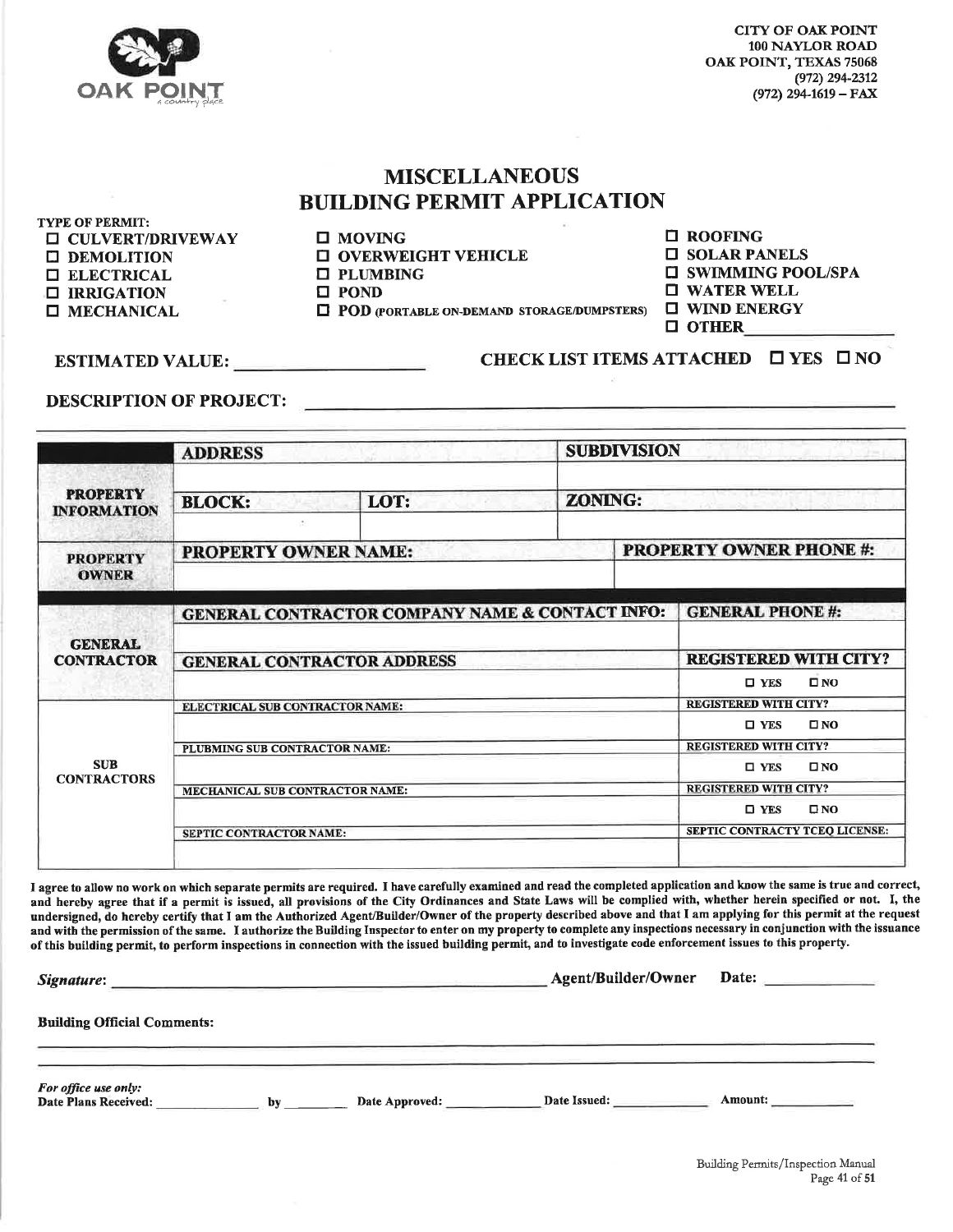**CITY OF OAK POINT**
**100 NAYLOR ROAD**
**OAK POINT, TEXAS 75068**
**(972) 294-2312**
**(972) 294-1619 – FAX**

# MISCELLANEOUS BUILDING PERMIT APPLICATION

**TYPE OF PERMIT:**

- ☐ CULVERT/DRIVEWAY
- ☐ DEMOLITION
- ☐ ELECTRICAL
- ☐ IRRIGATION
- ☐ MECHANICAL
- ☐ MOVING
- ☐ OVERWEIGHT VEHICLE
- ☐ PLUMBING
- ☐ POND
- ☐ POD (PORTABLE ON-DEMAND STORAGE/DUMPSTERS)
- ☐ ROOFING
- ☐ SOLAR PANELS
- ☐ SWIMMING POOL/SPA
- ☐ WATER WELL
- ☐ WIND ENERGY
- ☐ OTHER ____________

**ESTIMATED VALUE:** ____________ **CHECK LIST ITEMS ATTACHED** ☐ YES ☐ NO

**DESCRIPTION OF PROJECT:** ________________________________________

| | | | | |
|---|---|---|---|---|
| **PROPERTY INFORMATION** | **ADDRESS** | | **SUBDIVISION** | |
| | | | | |
| | **BLOCK:** | **LOT:** | **ZONING:** | |
| | | | | |
| **PROPERTY OWNER** | **PROPERTY OWNER NAME:** | | | **PROPERTY OWNER PHONE #:** |
| | | | | |
| **GENERAL CONTRACTOR** | **GENERAL CONTRACTOR COMPANY NAME & CONTACT INFO:** | | | **GENERAL PHONE #:** |
| | | | | |
| | **GENERAL CONTRACTOR ADDRESS** | | | **REGISTERED WITH CITY?** |
| | | | | ☐ YES ☐ NO |
| **SUB CONTRACTORS** | **ELECTRICAL SUB CONTRACTOR NAME:** | | | **REGISTERED WITH CITY?** |
| | | | | ☐ YES ☐ NO |
| | **PLUBMING SUB CONTRACTOR NAME:** | | | **REGISTERED WITH CITY?** |
| | | | | ☐ YES ☐ NO |
| | **MECHANICAL SUB CONTRACTOR NAME:** | | | **REGISTERED WITH CITY?** |
| | | | | ☐ YES ☐ NO |
| | **SEPTIC CONTRACTOR NAME:** | | | **SEPTIC CONTRACTY TCEQ LICENSE:** |
| | | | | |

**I agree to allow no work on which separate permits are required. I have carefully examined and read the completed application and know the same is true and correct, and hereby agree that if a permit is issued, all provisions of the City Ordinances and State Laws will be complied with, whether herein specified or not. I, the undersigned, do hereby certify that I am the Authorized Agent/Builder/Owner of the property described above and that I am applying for this permit at the request and with the permission of the same. I authorize the Building Inspector to enter on my property to complete any inspections necessary in conjunction with the issuance of this building permit, to perform inspections in connection with the issued building permit, and to investigate code enforcement issues to this property.**

***Signature*:** ________________________________ **Agent/Builder/Owner** **Date:** ____________

**Building Official Comments:**

________________________________________

________________________________________

***For office use only:***
**Date Plans Received:** ____________ **by** ________ **Date Approved:** ____________ **Date Issued:** ____________ **Amount:** ____________

Building Permits/Inspection Manual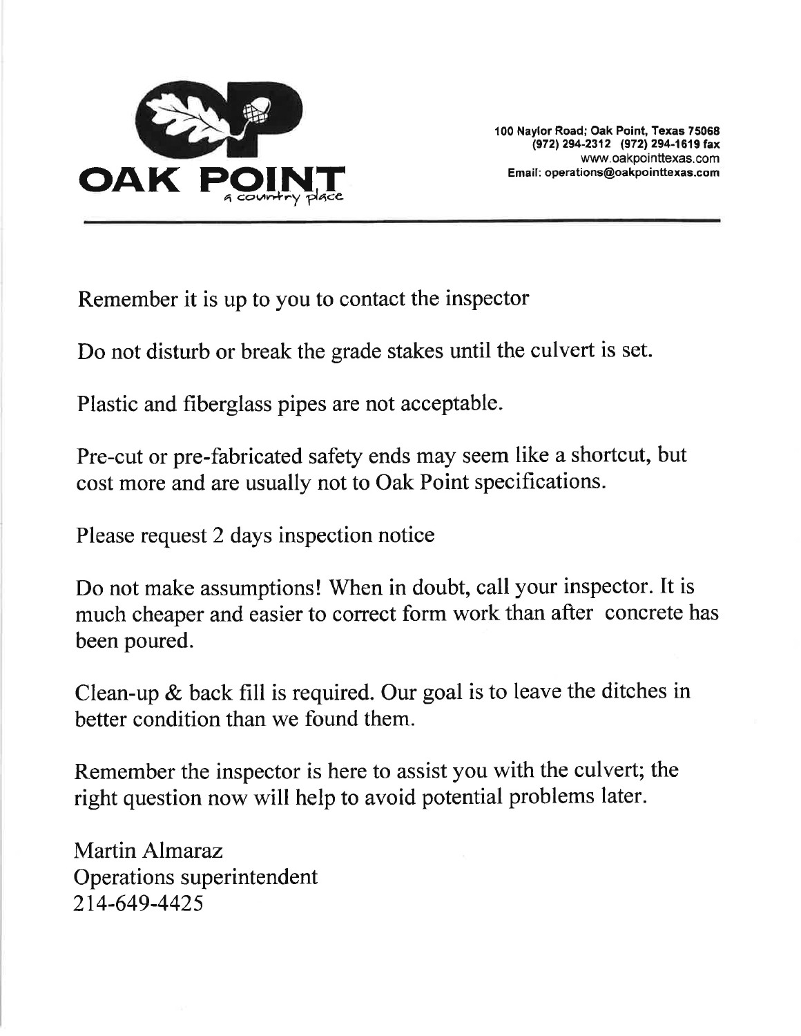**OAK POINT**
*a country place*

100 Naylor Road; Oak Point, Texas 75068
(972) 294-2312 (972) 294-1619 fax
www.oakpointtexas.com
Email: operations@oakpointtexas.com

---

Remember it is up to you to contact the inspector

Do not disturb or break the grade stakes until the culvert is set.

Plastic and fiberglass pipes are not acceptable.

Pre-cut or pre-fabricated safety ends may seem like a shortcut, but cost more and are usually not to Oak Point specifications.

Please request 2 days inspection notice

Do not make assumptions! When in doubt, call your inspector. It is much cheaper and easier to correct form work than after concrete has been poured.

Clean-up & back fill is required. Our goal is to leave the ditches in better condition than we found them.

Remember the inspector is here to assist you with the culvert; the right question now will help to avoid potential problems later.

Martin Almaraz
Operations superintendent
214-649-4425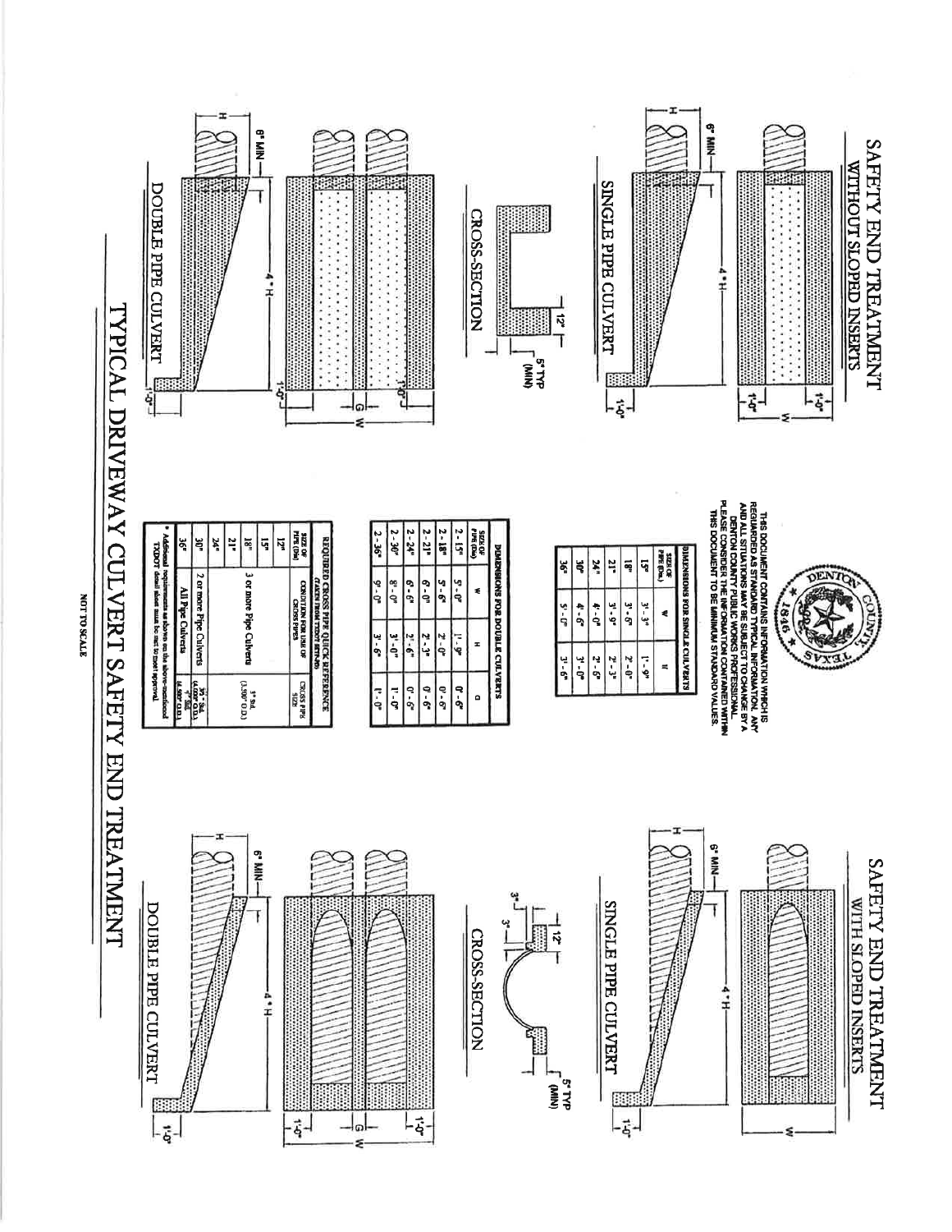# TYPICAL DRIVEWAY CULVERT SAFETY END TREATMENT

## SAFETY END TREATMENT WITHOUT SLOPED INSERTS

SINGLE PIPE CULVERT

6" MIN — H — 4 * H — 1'-0" — W — 1'-0" — 1'-0"

CROSS-SECTION

12" — 5" TYP (MIN)

DOUBLE PIPE CULVERT

6" MIN — H — 4 * H — 1'-0" — G — W — 1'-0" — 1'-0"

THIS DOCUMENT CONTAINS INFORMATION WHICH IS REGUARDED AS STANDARD TYPICAL INFORMATION. ANY AND ALL SITUATIONS MAY BE SUBJECT TO CHANGE BY A DENTON COUNTY PUBLIC WORKS PROFESSIONAL. PLEASE CONSIDER THE INFORMATION CONTAINED WITHIN THIS DOCUMENT TO BE MINIMUM STANDARD VALUES.

DENTON COUNTY TEXAS 1846

| DIMENSIONS FOR SINGLE CULVERTS | | |
|---|---|---|
| SIZE OF PIPE (Dia.) | W | H |
| 15" | 3' - 3" | 1' - 9" |
| 18" | 3' - 6" | 2' - 0" |
| 21" | 3' - 9" | 2' - 3" |
| 24" | 4' - 0" | 2' - 6" |
| 30" | 4' - 6" | 3' - 0" |
| 36" | 5' - 0" | 3' - 6" |

| DIMENSIONS FOR DOUBLE CULVERTS | | | |
|---|---|---|---|
| SIZE OF PIPE (Dia.) | W | H | G |
| 2 - 15" | 5' - 0" | 1' - 9" | 0' - 6" |
| 2 - 18" | 5' - 6" | 2' - 0" | 0' - 6" |
| 2 - 21" | 6' - 0" | 2' - 3" | 0' - 6" |
| 2 - 24" | 6' - 6" | 2' - 6" | 0' - 6" |
| 2 - 30" | 8' - 0" | 3' - 0" | 1' - 0" |
| 2 - 36" | 9' - 0" | 3' - 6" | 1' - 0" |

| REQUIRED CROSS PIPE QUICK REFERENCE (TAKEN FROM TXDOT SETP-PD) | | |
|---|---|---|
| SIZE OF PIPE (Dia) | CONDITION FOR USE OF CROSS PIPES | CROSS PIPE SIZE |
| 12" | 3 or more Pipe Culverts | 3" Std. (3.500" O.D.) |
| 15" | | |
| 18" | | |
| 21" | | |
| 24" | 2 or more Pipe Culverts | 3½" Std. (4.000" O.D.) |
| 30" | | |
| 36" | All Pipe Culverts | 4" Std. (4.500" O.D.) |

\* Additional requirements as shown on the above-mentioned TXDOT detail sheet must be met to meet approval.

## SAFETY END TREATMENT WITH SLOPED INSERTS

SINGLE PIPE CULVERT

6" MIN — H — 4 * H — 1'-0" — W

CROSS-SECTION

3" — 3" — 12" — 5" TYP (MIN)

DOUBLE PIPE CULVERT

6" MIN — H — 4 * H — 1'-0" — G — W — 1'-0" — 1'-0"

NOT TO SCALE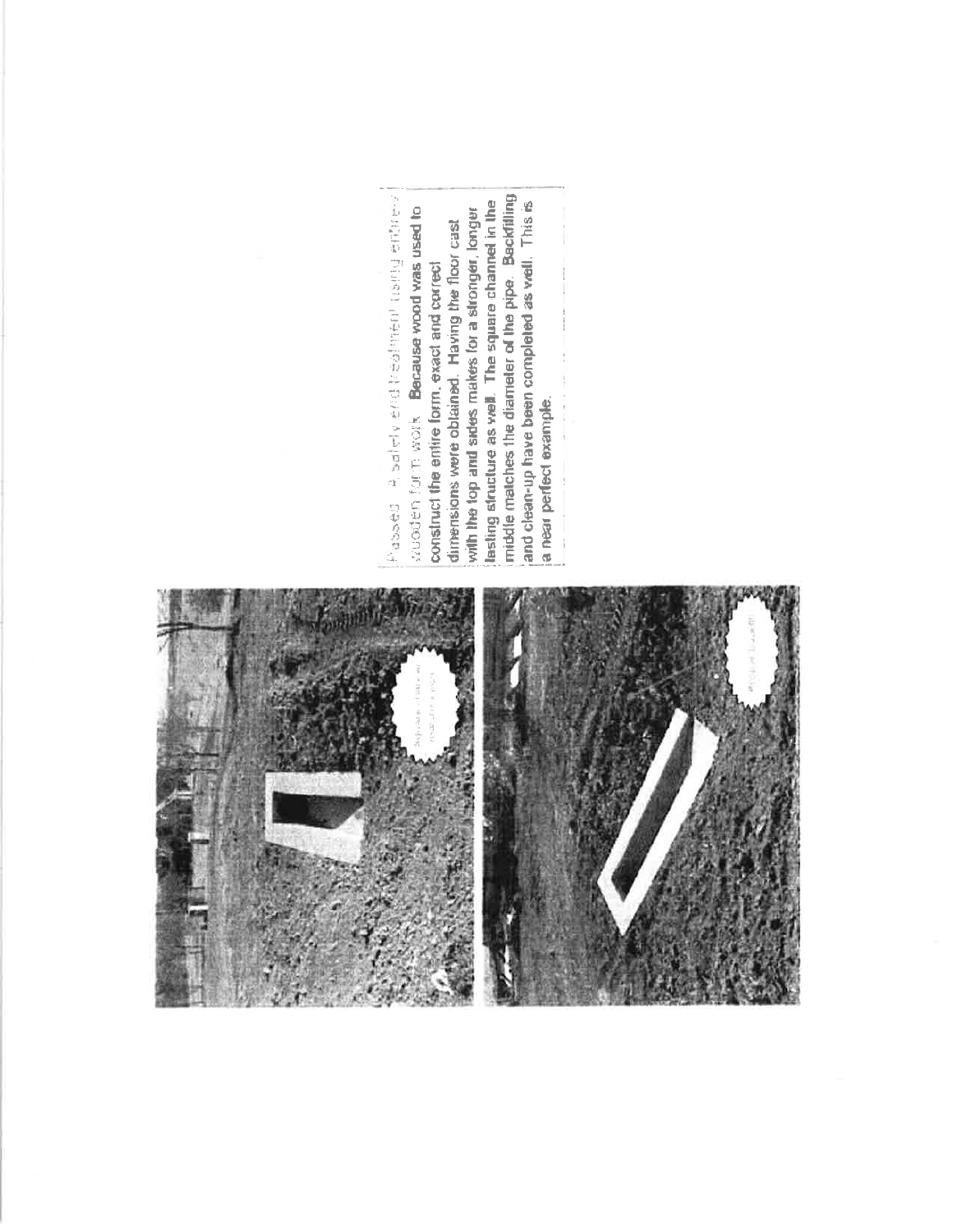Passed – A safety end treatment using entirely wooden form work. Because wood was used to construct the entire form, exact and correct dimensions were obtained. Having the floor cast with the top and sides makes for a stronger, longer lasting structure as well. The square channel in the middle matches the diameter of the pipe. Backfilling and clean-up have been completed as well. This is a near perfect example.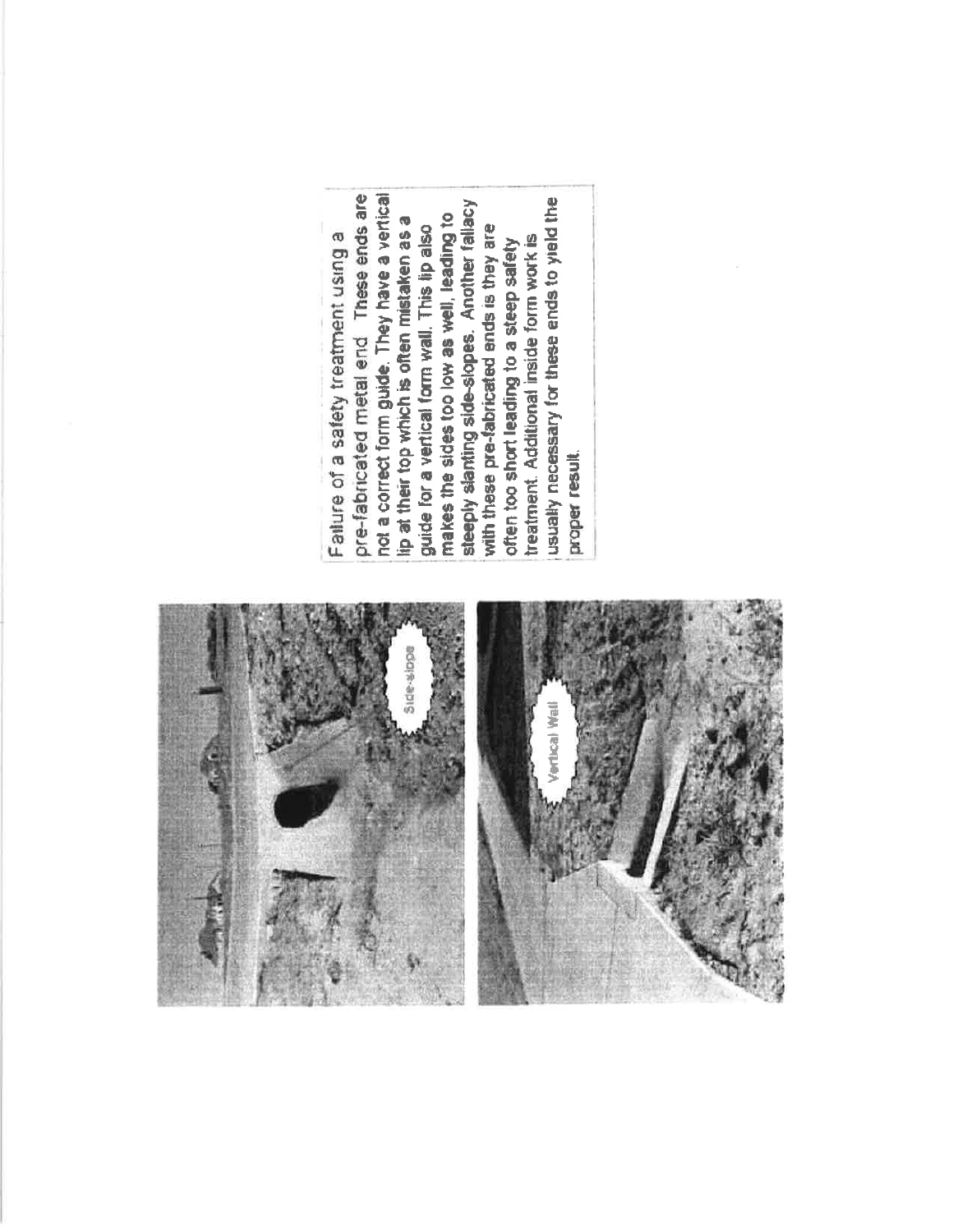Failure of a safety treatment using a pre-fabricated metal end. These ends are not a correct form guide. They have a vertical lip at their top which is often mistaken as a guide for a vertical form wall. This lip also makes the sides too low as well, leading to steeply slanting side-slopes. Another fallacy with these pre-fabricated ends is they are often too short leading to a steep safety treatment. Additional inside form work is usually necessary for these ends to yield the proper result.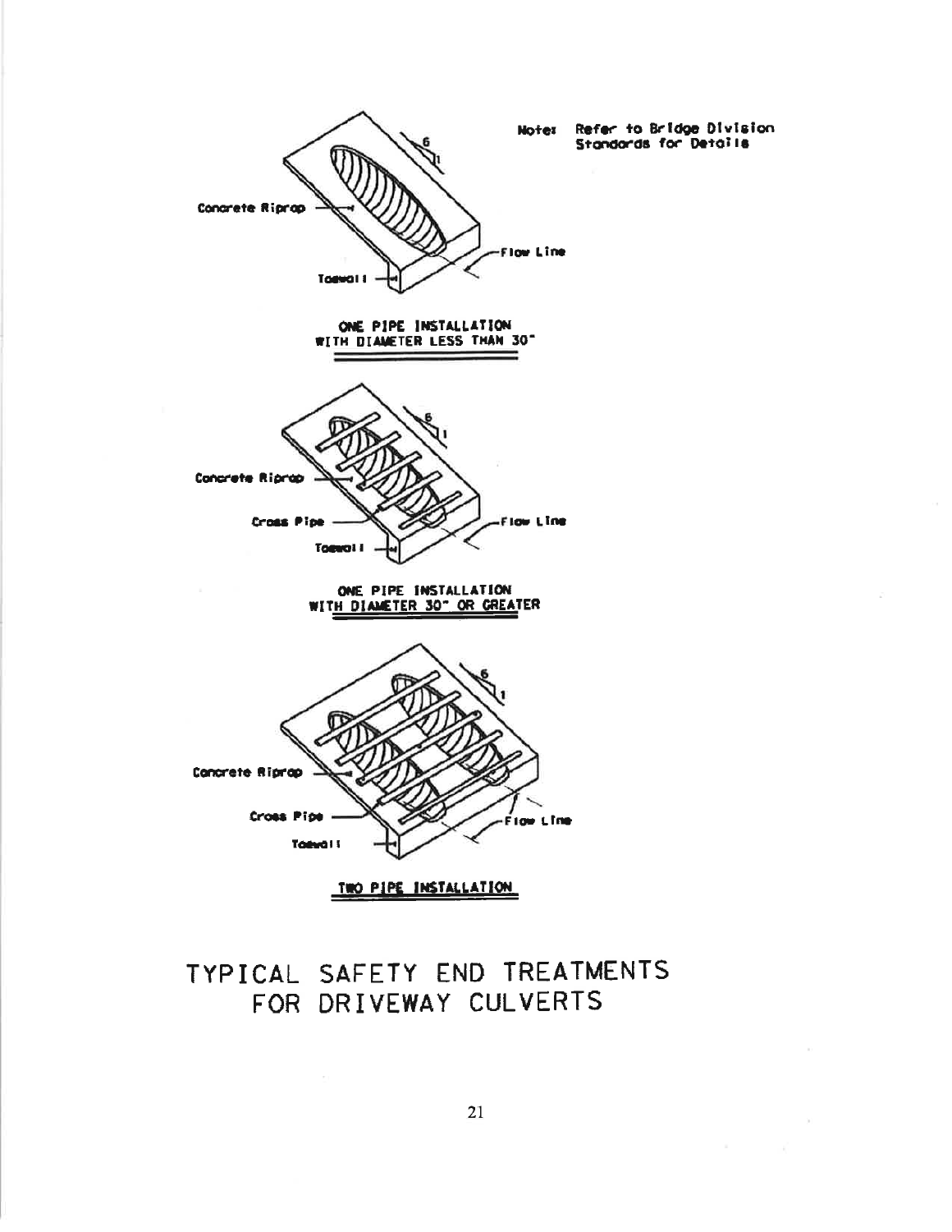Note: Refer to Bridge Division Standards for Details

6
1

Concrete Riprap

Flow Line

Toewall

ONE PIPE INSTALLATION WITH DIAMETER LESS THAN 30"

6
1

Concrete Riprap

Cross Pipe

Flow Line

Toewall

ONE PIPE INSTALLATION WITH DIAMETER 30" OR GREATER

6
1

Concrete Riprap

Cross Pipe

Flow Line

Toewall

TWO PIPE INSTALLATION

# TYPICAL SAFETY END TREATMENTS FOR DRIVEWAY CULVERTS